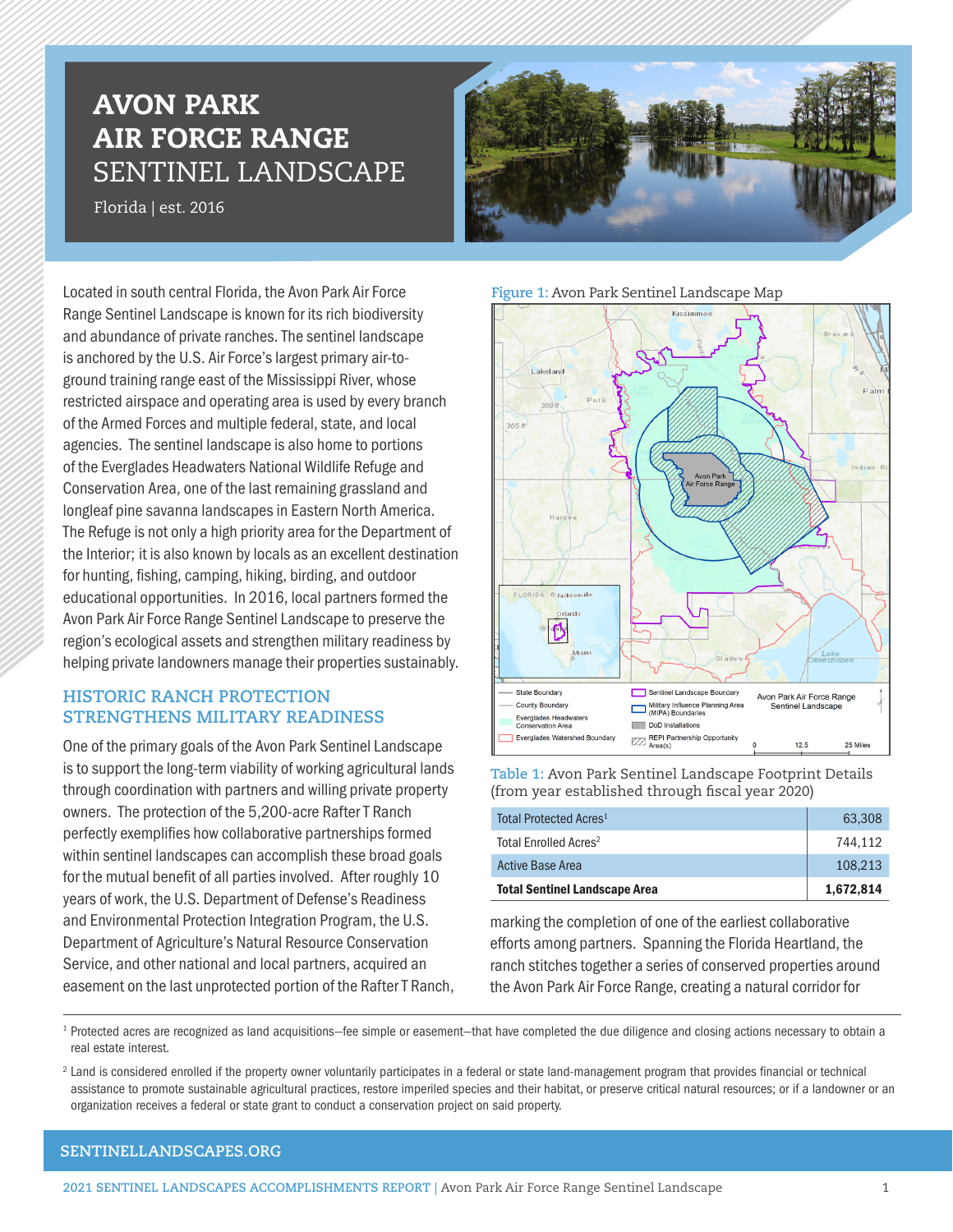# AVON PARK AIR FORCE RANGE SENTINEL LANDSCAPE

Florida | est. 2016

Located in south central Florida, the Avon Park Air Force Range Sentinel Landscape is known for its rich biodiversity and abundance of private ranches. The sentinel landscape is anchored by the U.S. Air Force's largest primary air-to-ground training range east of the Mississippi River, whose restricted airspace and operating area is used by every branch of the Armed Forces and multiple federal, state, and local agencies. The sentinel landscape is also home to portions of the Everglades Headwaters National Wildlife Refuge and Conservation Area, one of the last remaining grassland and longleaf pine savanna landscapes in Eastern North America. The Refuge is not only a high priority area for the Department of the Interior; it is also known by locals as an excellent destination for hunting, fishing, camping, hiking, birding, and outdoor educational opportunities. In 2016, local partners formed the Avon Park Air Force Range Sentinel Landscape to preserve the region's ecological assets and strengthen military readiness by helping private landowners manage their properties sustainably.

## HISTORIC RANCH PROTECTION STRENGTHENS MILITARY READINESS

One of the primary goals of the Avon Park Sentinel Landscape is to support the long-term viability of working agricultural lands through coordination with partners and willing private property owners. The protection of the 5,200-acre Rafter T Ranch perfectly exemplifies how collaborative partnerships formed within sentinel landscapes can accomplish these broad goals for the mutual benefit of all parties involved. After roughly 10 years of work, the U.S. Department of Defense's Readiness and Environmental Protection Integration Program, the U.S. Department of Agriculture's Natural Resource Conservation Service, and other national and local partners, acquired an easement on the last unprotected portion of the Rafter T Ranch, marking the completion of one of the earliest collaborative efforts among partners. Spanning the Florida Heartland, the ranch stitches together a series of conserved properties around the Avon Park Air Force Range, creating a natural corridor for

**Figure 1:** Avon Park Sentinel Landscape Map

**Table 1:** Avon Park Sentinel Landscape Footprint Details (from year established through fiscal year 2020)

| | |
|---|---|
| Total Protected Acres[1] | 63,308 |
| Total Enrolled Acres[2] | 744,112 |
| Active Base Area | 108,213 |
| **Total Sentinel Landscape Area** | **1,672,814** |

[1] Protected acres are recognized as land acquisitions—fee simple or easement—that have completed the due diligence and closing actions necessary to obtain a real estate interest.

[2] Land is considered enrolled if the property owner voluntarily participates in a federal or state land-management program that provides financial or technical assistance to promote sustainable agricultural practices, restore imperiled species and their habitat, or preserve critical natural resources; or if a landowner or an organization receives a federal or state grant to conduct a conservation project on said property.

SENTINELLANDSCAPES.ORG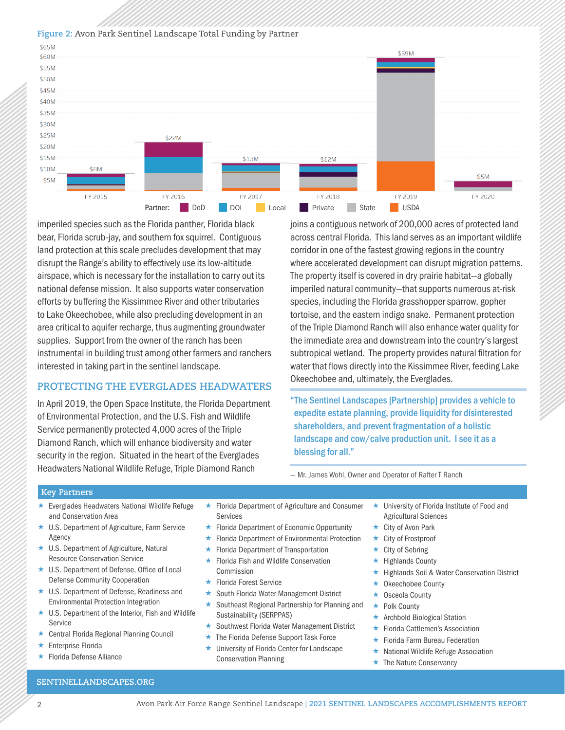**Figure 2:** Avon Park Sentinel Landscape Total Funding by Partner

$65M
$60M
$55M
$50M
$45M
$40M
$35M
$30M
$25M
$20M
$15M
$10M
$5M

$8M
$22M
$13M
$12M
$59M
$5M

FY 2015
FY 2016
FY 2017
FY 2018
FY 2019
FY 2020

Partner: DoD, DOI, Local, Private, State, USDA

imperiled species such as the Florida panther, Florida black bear, Florida scrub-jay, and southern fox squirrel. Contiguous land protection at this scale precludes development that may disrupt the Range's ability to effectively use its low-altitude airspace, which is necessary for the installation to carry out its national defense mission. It also supports water conservation efforts by buffering the Kissimmee River and other tributaries to Lake Okeechobee, while also precluding development in an area critical to aquifer recharge, thus augmenting groundwater supplies. Support from the owner of the ranch has been instrumental in building trust among other farmers and ranchers interested in taking part in the sentinel landscape.

## PROTECTING THE EVERGLADES HEADWATERS

In April 2019, the Open Space Institute, the Florida Department of Environmental Protection, and the U.S. Fish and Wildlife Service permanently protected 4,000 acres of the Triple Diamond Ranch, which will enhance biodiversity and water security in the region. Situated in the heart of the Everglades Headwaters National Wildlife Refuge, Triple Diamond Ranch joins a contiguous network of 200,000 acres of protected land across central Florida. This land serves as an important wildlife corridor in one of the fastest growing regions in the country where accelerated development can disrupt migration patterns. The property itself is covered in dry prairie habitat—a globally imperiled natural community—that supports numerous at-risk species, including the Florida grasshopper sparrow, gopher tortoise, and the eastern indigo snake. Permanent protection of the Triple Diamond Ranch will also enhance water quality for the immediate area and downstream into the country's largest subtropical wetland. The property provides natural filtration for water that flows directly into the Kissimmee River, feeding Lake Okeechobee and, ultimately, the Everglades.

> **"The Sentinel Landscapes [Partnership] provides a vehicle to expedite estate planning, provide liquidity for disinterested shareholders, and prevent fragmentation of a holistic landscape and cow/calve production unit. I see it as a blessing for all."**
>
> — Mr. James Wohl, Owner and Operator of Rafter T Ranch

## Key Partners

- Everglades Headwaters National Wildlife Refuge and Conservation Area
- U.S. Department of Agriculture, Farm Service Agency
- U.S. Department of Agriculture, Natural Resource Conservation Service
- U.S. Department of Defense, Office of Local Defense Community Cooperation
- U.S. Department of Defense, Readiness and Environmental Protection Integration
- U.S. Department of the Interior, Fish and Wildlife Service
- Central Florida Regional Planning Council
- Enterprise Florida
- Florida Defense Alliance
- Florida Department of Agriculture and Consumer Services
- Florida Department of Economic Opportunity
- Florida Department of Environmental Protection
- Florida Department of Transportation
- Florida Fish and Wildlife Conservation Commission
- Florida Forest Service
- South Florida Water Management District
- Southeast Regional Partnership for Planning and Sustainability (SERPPAS)
- Southwest Florida Water Management District
- The Florida Defense Support Task Force
- University of Florida Center for Landscape Conservation Planning
- University of Florida Institute of Food and Agricultural Sciences
- City of Avon Park
- City of Frostproof
- City of Sebring
- Highlands County
- Highlands Soil & Water Conservation District
- Okeechobee County
- Osceola County
- Polk County
- Archbold Biological Station
- Florida Cattlemen's Association
- Florida Farm Bureau Federation
- National Wildlife Refuge Association
- The Nature Conservancy

SENTINELLANDSCAPES.ORG